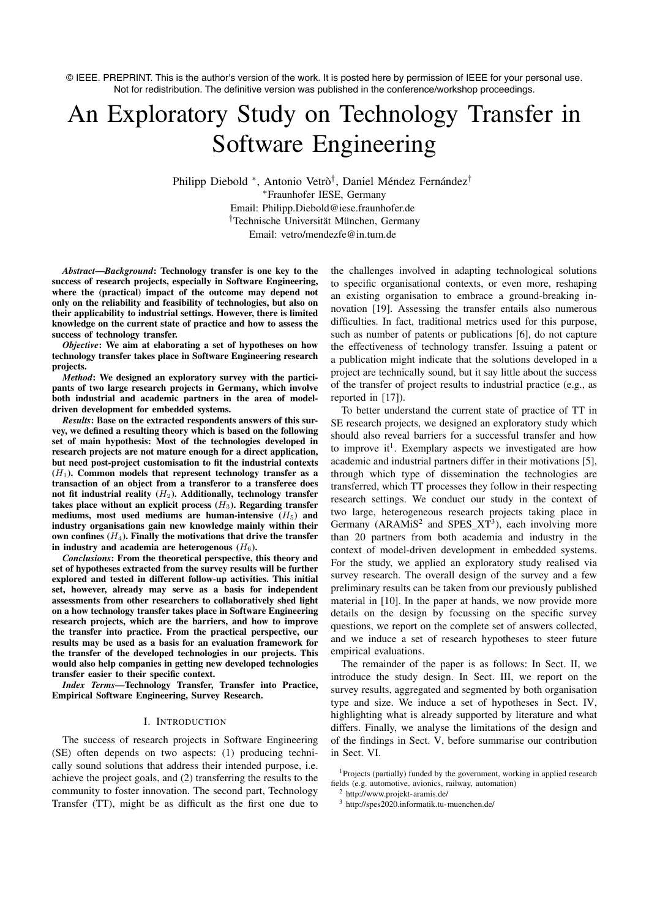© IEEE. PREPRINT. This is the author's version of the work. It is posted here by permission of IEEE for your personal use. Not for redistribution. The definitive version was published in the conference/workshop proceedings.

# An Exploratory Study on Technology Transfer in Software Engineering

Philipp Diebold *, Antonio Vetrò†, Daniel Méndez Fernández†

*Fraunhofer IESE, Germany

Email: Philipp.Diebold@iese.fraunhofer.de

†Technische Universität München, Germany

Email: vetro/mendezfe@in.tum.de

***Abstract*—*Background*: Technology transfer is one key to the success of research projects, especially in Software Engineering, where the (practical) impact of the outcome may depend not only on the reliability and feasibility of technologies, but also on their applicability to industrial settings. However, there is limited knowledge on the current state of practice and how to assess the success of technology transfer.**

***Objective*: We aim at elaborating a set of hypotheses on how technology transfer takes place in Software Engineering research projects.**

***Method*: We designed an exploratory survey with the participants of two large research projects in Germany, which involve both industrial and academic partners in the area of model-driven development for embedded systems.**

***Results*: Base on the extracted respondents answers of this survey, we defined a resulting theory which is based on the following set of main hypothesis: Most of the technologies developed in research projects are not mature enough for a direct application, but need post-project customisation to fit the industrial contexts ($H_1$). Common models that represent technology transfer as a transaction of an object from a transferor to a transferee does not fit industrial reality ($H_2$). Additionally, technology transfer takes place without an explicit process ($H_3$). Regarding transfer mediums, most used mediums are human-intensive ($H_5$) and industry organisations gain new knowledge mainly within their own confines ($H_4$). Finally the motivations that drive the transfer in industry and academia are heterogenous ($H_6$).**

***Conclusions*: From the theoretical perspective, this theory and set of hypotheses extracted from the survey results will be further explored and tested in different follow-up activities. This initial set, however, already may serve as a basis for independent assessments from other researchers to collaboratively shed light on a how technology transfer takes place in Software Engineering research projects, which are the barriers, and how to improve the transfer into practice. From the practical perspective, our results may be used as a basis for an evaluation framework for the transfer of the developed technologies in our projects. This would also help companies in getting new developed technologies transfer easier to their specific context.**

***Index Terms*—Technology Transfer, Transfer into Practice, Empirical Software Engineering, Survey Research.**

## I. Introduction

The success of research projects in Software Engineering (SE) often depends on two aspects: (1) producing technically sound solutions that address their intended purpose, i.e. achieve the project goals, and (2) transferring the results to the community to foster innovation. The second part, Technology Transfer (TT), might be as difficult as the first one due to the challenges involved in adapting technological solutions to specific organisational contexts, or even more, reshaping an existing organisation to embrace a ground-breaking innovation [19]. Assessing the transfer entails also numerous difficulties. In fact, traditional metrics used for this purpose, such as number of patents or publications [6], do not capture the effectiveness of technology transfer. Issuing a patent or a publication might indicate that the solutions developed in a project are technically sound, but it say little about the success of the transfer of project results to industrial practice (e.g., as reported in [17]).

To better understand the current state of practice of TT in SE research projects, we designed an exploratory study which should also reveal barriers for a successful transfer and how to improve it[1]. Exemplary aspects we investigated are how academic and industrial partners differ in their motivations [5], through which type of dissemination the technologies are transferred, which TT processes they follow in their respecting research settings. We conduct our study in the context of two large, heterogeneous research projects taking place in Germany (ARAMiS[2] and SPES_XT[3]), each involving more than 20 partners from both academia and industry in the context of model-driven development in embedded systems. For the study, we applied an exploratory study realised via survey research. The overall design of the survey and a few preliminary results can be taken from our previously published material in [10]. In the paper at hands, we now provide more details on the design by focussing on the specific survey questions, we report on the complete set of answers collected, and we induce a set of research hypotheses to steer future empirical evaluations.

The remainder of the paper is as follows: In Sect. II, we introduce the study design. In Sect. III, we report on the survey results, aggregated and segmented by both organisation type and size. We induce a set of hypotheses in Sect. IV, highlighting what is already supported by literature and what differs. Finally, we analyse the limitations of the design and of the findings in Sect. V, before summarise our contribution in Sect. VI.

[1] Projects (partially) funded by the government, working in applied research fields (e.g. automotive, avionics, railway, automation)

[2] http://www.projekt-aramis.de/

[3] http://spes2020.informatik.tu-muenchen.de/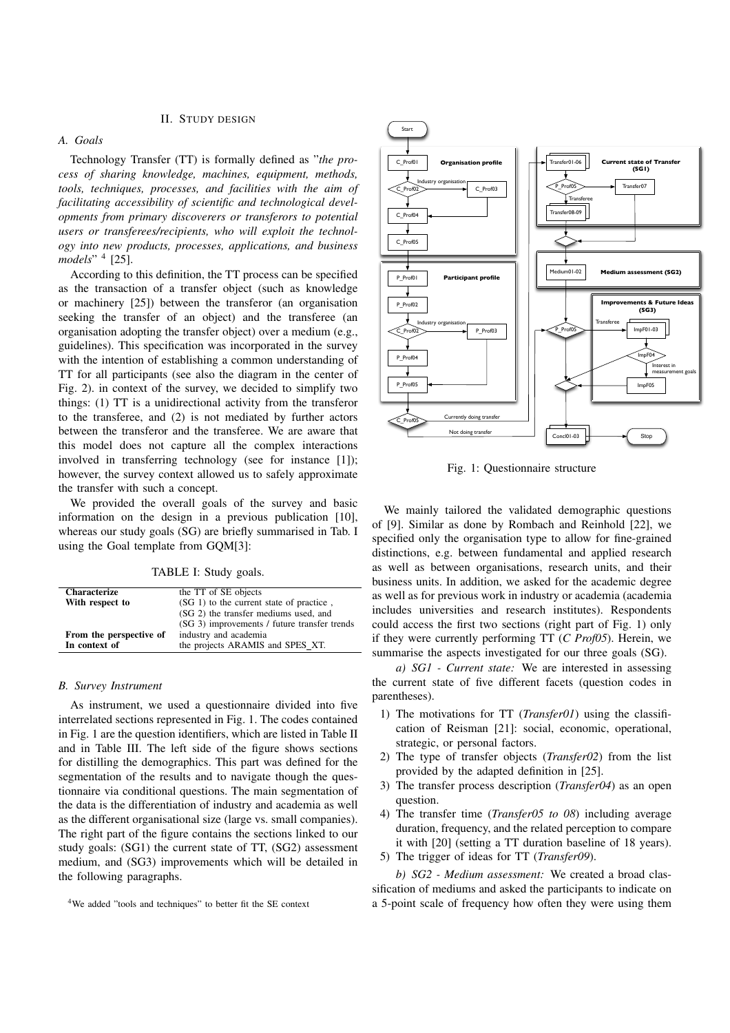## II. Study Design

### A. Goals

Technology Transfer (TT) is formally defined as "*the process of sharing knowledge, machines, equipment, methods, tools, techniques, processes, and facilities with the aim of facilitating accessibility of scientific and technological developments from primary discoverers or transferors to potential users or transferees/recipients, who will exploit the technology into new products, processes, applications, and business models*" [4] [25].

According to this definition, the TT process can be specified as the transaction of a transfer object (such as knowledge or machinery [25]) between the transferor (an organisation seeking the transfer of an object) and the transferee (an organisation adopting the transfer object) over a medium (e.g., guidelines). This specification was incorporated in the survey with the intention of establishing a common understanding of TT for all participants (see also the diagram in the center of Fig. 2). in context of the survey, we decided to simplify two things: (1) TT is a unidirectional activity from the transferor to the transferee, and (2) is not mediated by further actors between the transferor and the transferee. We are aware that this model does not capture all the complex interactions involved in transferring technology (see for instance [1]); however, the survey context allowed us to safely approximate the transfer with such a concept.

We provided the overall goals of the survey and basic information on the design in a previous publication [10], whereas our study goals (SG) are briefly summarised in Tab. I using the Goal template from GQM[3]:

TABLE I: Study goals.

| | |
|---|---|
| **Characterize** | the TT of SE objects |
| **With respect to** | (SG 1) to the current state of practice , |
| | (SG 2) the transfer mediums used, and |
| | (SG 3) improvements / future transfer trends |
| **From the perspective of** | industry and academia |
| **In context of** | the projects ARAMIS and SPES_XT. |

### B. Survey Instrument

As instrument, we used a questionnaire divided into five interrelated sections represented in Fig. 1. The codes contained in Fig. 1 are the question identifiers, which are listed in Table II and in Table III. The left side of the figure shows sections for distilling the demographics. This part was defined for the segmentation of the results and to navigate though the questionnaire via conditional questions. The main segmentation of the data is the differentiation of industry and academia as well as the different organisational size (large vs. small companies). The right part of the figure contains the sections linked to our study goals: (SG1) the current state of TT, (SG2) assessment medium, and (SG3) improvements which will be detailed in the following paragraphs.

Fig. 1: Questionnaire structure

We mainly tailored the validated demographic questions of [9]. Similar as done by Rombach and Reinhold [22], we specified only the organisation type to allow for fine-grained distinctions, e.g. between fundamental and applied research as well as between organisations, research units, and their business units. In addition, we asked for the academic degree as well as for previous work in industry or academia (academia includes universities and research institutes). Respondents could access the first two sections (right part of Fig. 1) only if they were currently performing TT (*C Prof05*). Herein, we summarise the aspects investigated for our three goals (SG).

*a) SG1 - Current state:* We are interested in assessing the current state of five different facets (question codes in parentheses).

1) The motivations for TT (*Transfer01*) using the classification of Reisman [21]: social, economic, operational, strategic, or personal factors.
2) The type of transfer objects (*Transfer02*) from the list provided by the adapted definition in [25].
3) The transfer process description (*Transfer04*) as an open question.
4) The transfer time (*Transfer05 to 08*) including average duration, frequency, and the related perception to compare it with [20] (setting a TT duration baseline of 18 years).
5) The trigger of ideas for TT (*Transfer09*).

*b) SG2 - Medium assessment:* We created a broad classification of mediums and asked the participants to indicate on a 5-point scale of frequency how often they were using them

[4] We added "tools and techniques" to better fit the SE context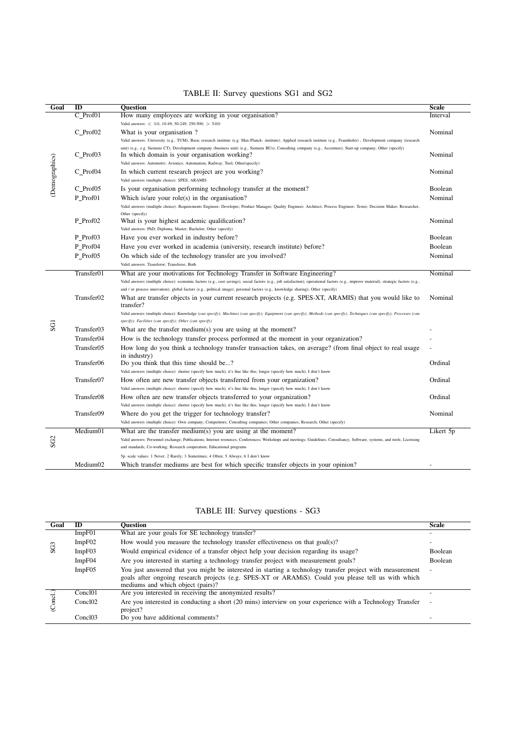TABLE II: Survey questions SG1 and SG2

| Goal | ID | Question | Scale |
|---|---|---|---|
| (Demographics) | C_Prof01 | How many employees are working in your organisation?<br>Valid answers: $< 10$; 10-49; 50-249; 250-500; $> 500$ | Interval |
| | C_Prof02 | What is your organisation ?<br>Valid answers: University (e.g., TUM); Basic research institute (e.g. Max-Planck- institute); Applied research institute (e.g., Fraunhofer) ; Development company (research unit) (e.g., e.g. Siemens CT); Development company (business unit) (e.g., Siemens BUs); Consulting company (e.g., Accenture); Start-up company; Other (specify) | Nominal |
| | C_Prof03 | In which domain is your organisation working?<br>Valid answers: Automotiv; Avionics; Automation; Railway; Tool; Other(specify) | Nominal |
| | C_Prof04 | In which current research project are you working?<br>Valid answers (multiple choice): SPES; ARAMIS | Nominal |
| | C_Prof05 | Is your organisation performing technology transfer at the moment? | Boolean |
| | P_Prof01 | Which is/are your role(s) in the organisation?<br>Valid answers (multiple choice): Requirements Engineer; Developer; Product Manager; Quality Engineer; Architect; Process Engineer; Tester; Decision Maker; Researcher; Other (specify) | Nominal |
| | P_Prof02 | What is your highest academic qualification?<br>Valid answers: PhD; Diploma; Master; Bachelor; Other (specify) | Nominal |
| | P_Prof03 | Have you ever worked in industry before? | Boolean |
| | P_Prof04 | Have you ever worked in academia (university, research institute) before? | Boolean |
| | P_Prof05 | On which side of the technology transfer are you involved?<br>Valid answers: Transferor; Transferee; Both | Nominal |
| SG1 | Transfer01 | What are your motivations for Technology Transfer in Software Engineering?<br>Valid answers (multiple choice): economic factors (e.g., cost savings); social factors (e.g., job satisfaction); operational factors (e.g., improve material); strategic factors (e.g., and / or process innovation); global factors (e.g., political image); personal factors (e.g., knowledge sharing); Other (specify) | Nominal |
| | Transfer02 | What are transfer objects in your current research projects (e.g. SPES-XT, ARAMIS) that you would like to transfer?<br>Valid answers (multiple choice): Knowledge *(can specify)*; Machines *(can specify)*; Equipment *(can specify)*; Methods *(can specify)*; Techniques *(can specify)*; Processes *(can specify)*; Facilities *(can specify)*; Other *(can specify)* | Nominal |
| | Transfer03 | What are the transfer medium(s) you are using at the moment? | - |
| | Transfer04 | How is the technology transfer process performed at the moment in your organization? | - |
| | Transfer05 | How long do you think a technology transfer transaction takes, on average? (from final object to real usage in industry) | - |
| | Transfer06 | Do you think that this time should be...?<br>Valid answers (multiple choice): shorter (specify how much); it's fine like this; longer (specify how much); I don't know | Ordinal |
| | Transfer07 | How often are new transfer objects transferred from your organization?<br>Valid answers (multiple choice): shorter (specify how much); it's fine like this; longer (specify how much); I don't know | Ordinal |
| | Transfer08 | How often are new transfer objects transferred to your organization?<br>Valid answers (multiple choice): shorter (specify how much); it's fine like this; longer (specify how much); I don't know | Ordinal |
| | Transfer09 | Where do you get the trigger for technology transfer?<br>Valid answers (multiple choice): Own company; Competitors; Consulting companies; Other companies; Research; Other (specify) | Nominal |
| SG2 | Medium01 | What are the transfer medium(s) you are using at the moment?<br>Valid answers: Personnel exchange; Publications; Internet resources; Conferences; Workshops and meetings; Guidelines; Consultancy; Software, systems, and tools; Licensing and standards; Co-working; Research cooperation; Educational programs<br>5p. scale values: 1 Never; 2 Rarely; 3 Sometimes; 4 Often; 5 Always; 6 I don't know | Likert 5p |
| | Medium02 | Which transfer mediums are best for which specific transfer objects in your opinion? | - |

TABLE III: Survey questions - SG3

| Goal | ID | Question | Scale |
|---|---|---|---|
| SG3 | ImpF01 | What are your goals for SE technology transfer? | - |
| | ImpF02 | How would you measure the technology transfer effectiveness on that goal(s)? | - |
| | ImpF03 | Would empirical evidence of a transfer object help your decision regarding its usage? | Boolean |
| | ImpF04 | Are you interested in starting a technology transfer project with measurement goals? | Boolean |
| | ImpF05 | You just answered that you might be interested in starting a technology transfer project with measurement goals after ongoing research projects (e.g. SPES-XT or ARAMiS). Could you please tell us with which mediums and which object (pairs)? | - |
| (Concl.) | Concl01 | Are you interested in receiving the anonymized results? | - |
| | Concl02 | Are you interested in conducting a short (20 mins) interview on your experience with a Technology Transfer project? | - |
| | Concl03 | Do you have additional comments? | - |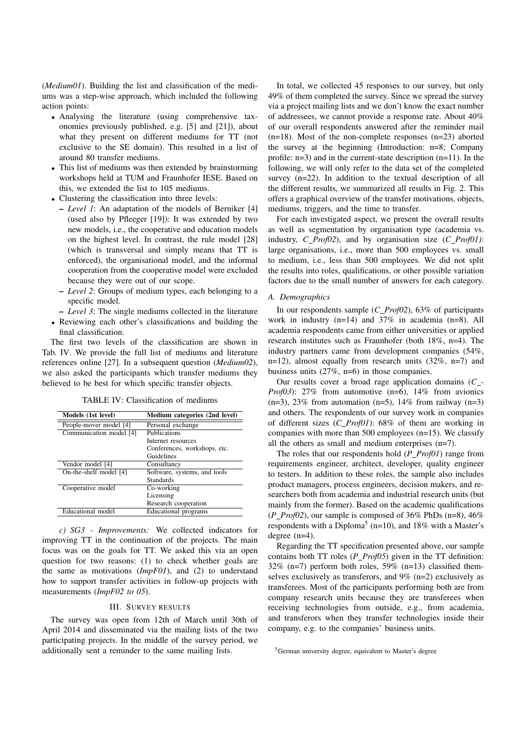(*Medium01*). Building the list and classification of the mediums was a step-wise approach, which included the following action points:

- Analysing the literature (using comprehensive taxonomies previously published, e.g. [5] and [21]), about what they present on different mediums for TT (not exclusive to the SE domain). This resulted in a list of around 80 transfer mediums.
- This list of mediums was then extended by brainstorming workshops held at TUM and Fraunhofer IESE. Based on this, we extended the list to 105 mediums.
- Clustering the classification into three levels:
  - *Level 1*: An adaptation of the models of Berniker [4] (used also by Pfleeger [19]): It was extended by two new models, i.e., the cooperative and education models on the highest level. In contrast, the rule model [28] (which is transversal and simply means that TT is enforced), the organisational model, and the informal cooperation from the cooperative model were excluded because they were out of our scope.
  - *Level 2*: Groups of medium types, each belonging to a specific model.
  - *Level 3*: The single mediums collected in the literature
- Reviewing each other's classifications and building the final classification.

The first two levels of the classification are shown in Tab. IV. We provide the full list of mediums and literature references online [27]. In a subsequent question (*Medium02*), we also asked the participants which transfer mediums they believed to be best for which specific transfer objects.

TABLE IV: Classification of mediums

| Models (1st level) | Medium categories (2nd level) |
|---|---|
| People-mover model [4] | Personal exchange |
| Communication model [4] | Publications |
| | Internet resources |
| | Conferences, workshops, etc. |
| | Guidelines |
| Vendor model [4] | Consultancy |
| On-the-shelf model [4] | Software, systems, and tools |
| | Standards |
| Cooperative model | Co-working |
| | Licensing |
| | Research cooperation |
| Educational model | Educational programs |

*c) SG3 - Improvements:* We collected indicators for improving TT in the continuation of the projects. The main focus was on the goals for TT. We asked this via an open question for two reasons: (1) to check whether goals are the same as motivations (*ImpF01*), and (2) to understand how to support transfer activities in follow-up projects with measurements (*ImpF02 to 05*).

## III. Survey Results

The survey was open from 12th of March until 30th of April 2014 and disseminated via the mailing lists of the two participating projects. In the middle of the survey period, we additionally sent a reminder to the same mailing lists.

In total, we collected 45 responses to our survey, but only 49% of them completed the survey. Since we spread the survey via a project mailing lists and we don't know the exact number of addressees, we cannot provide a response rate. About 40% of our overall respondents answered after the reminder mail (n=18). Most of the non-complete responses (n=23) aborted the survey at the beginning (Introduction: n=8; Company profile: n=3) and in the current-state description (n=11). In the following, we will only refer to the data set of the completed survey (n=22). In addition to the textual description of all the different results, we summarized all results in Fig. 2. This offers a graphical overview of the transfer motivations, objects, mediums, triggers, and the time to transfer.

For each investigated aspect, we present the overall results as well as segmentation by organisation type (academia vs. industry, *C_Prof02*), and by organisation size (*C_Prof01*): large organisations, i.e., more than 500 employees vs. small to medium, i.e., less than 500 employees. We did not split the results into roles, qualifications, or other possible variation factors due to the small number of answers for each category.

### A. Demographics

In our respondents sample (*C_Prof02*), 63% of participants work in industry (n=14) and 37% in academia (n=8). All academia respondents came from either universities or applied research institutes such as Fraunhofer (both 18%, n=4). The industry partners came from development companies (54%, n=12), almost equally from research units (32%, n=7) and business units (27%, n=6) in those companies.

Our results cover a broad rage application domains (*C_Prof03*): 27% from automotive (n=6), 14% from avionics (n=3), 23% from automation (n=5), 14% from railway (n=3) and others. The respondents of our survey work in companies of different sizes (*C_Prof01*): 68% of them are working in companies with more than 500 employees (n=15). We classify all the others as small and medium enterprises (n=7).

The roles that our respondents hold (*P_Prof01*) range from requirements engineer, architect, developer, quality engineer to testers. In addition to these roles, the sample also includes product managers, process engineers, decision makers, and researchers both from academia and industrial research units (but mainly from the former). Based on the academic qualifications (*P_Prof02*), our sample is composed of 36% PhDs (n=8), 46% respondents with a Diploma[5] (n=10), and 18% with a Master's degree (n=4).

Regarding the TT specification presented above, our sample contains both TT roles (*P_Prof05*) given in the TT definition: 32% (n=7) perform both roles, 59% (n=13) classified themselves exclusively as transferors, and 9% (n=2) exclusively as transferees. Most of the participants performing both are from company research units because they are transferees when receiving technologies from outside, e.g., from academia, and transferors when they transfer technologies inside their company, e.g. to the companies' business units.

[5]German university degree, equivalent to Master's degree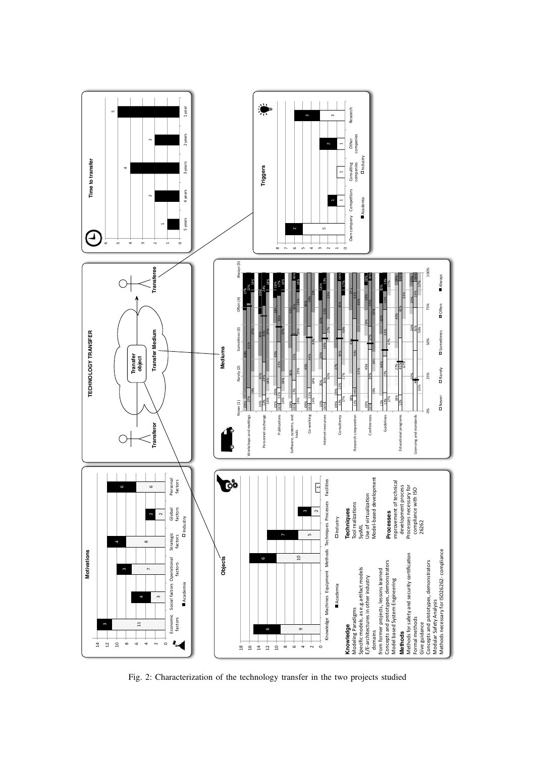Fig. 2: Characterization of the technology transfer in the two projects studied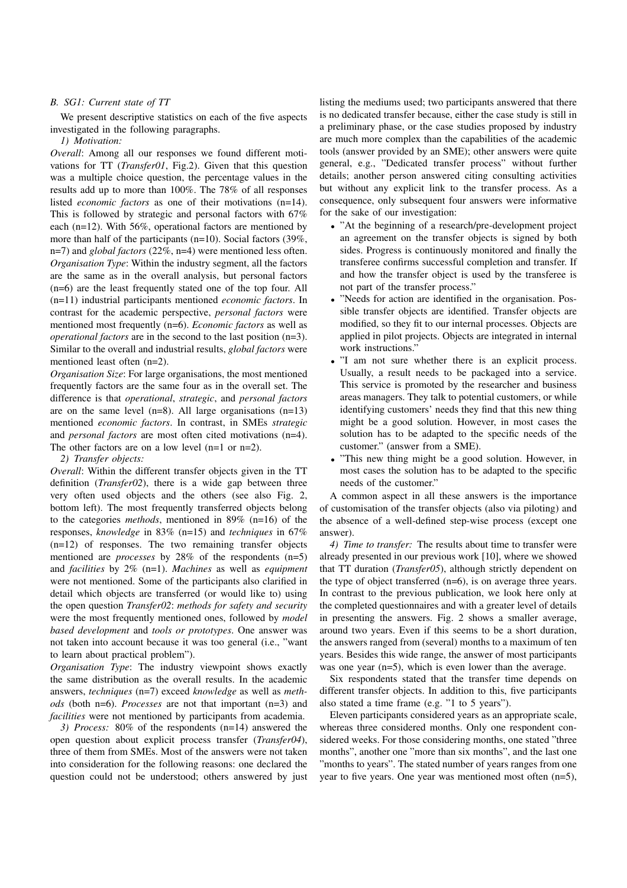### B. SG1: Current state of TT

We present descriptive statistics on each of the five aspects investigated in the following paragraphs.

*1) Motivation:*

*Overall*: Among all our responses we found different motivations for TT (*Transfer01*, Fig.2). Given that this question was a multiple choice question, the percentage values in the results add up to more than 100%. The 78% of all responses listed *economic factors* as one of their motivations (n=14). This is followed by strategic and personal factors with 67% each (n=12). With 56%, operational factors are mentioned by more than half of the participants (n=10). Social factors (39%, n=7) and *global factors* (22%, n=4) were mentioned less often. *Organisation Type*: Within the industry segment, all the factors are the same as in the overall analysis, but personal factors (n=6) are the least frequently stated one of the top four. All (n=11) industrial participants mentioned *economic factors*. In contrast for the academic perspective, *personal factors* were mentioned most frequently (n=6). *Economic factors* as well as *operational factors* are in the second to the last position (n=3). Similar to the overall and industrial results, *global factors* were mentioned least often (n=2).

*Organisation Size*: For large organisations, the most mentioned frequently factors are the same four as in the overall set. The difference is that *operational*, *strategic*, and *personal factors* are on the same level (n=8). All large organisations (n=13) mentioned *economic factors*. In contrast, in SMEs *strategic* and *personal factors* are most often cited motivations (n=4). The other factors are on a low level (n=1 or n=2).

*2) Transfer objects:*

*Overall*: Within the different transfer objects given in the TT definition (*Transfer02*), there is a wide gap between three very often used objects and the others (see also Fig. 2, bottom left). The most frequently transferred objects belong to the categories *methods*, mentioned in 89% (n=16) of the responses, *knowledge* in 83% (n=15) and *techniques* in 67% (n=12) of responses. The two remaining transfer objects mentioned are *processes* by 28% of the respondents (n=5) and *facilities* by 2% (n=1). *Machines* as well as *equipment* were not mentioned. Some of the participants also clarified in detail which objects are transferred (or would like to) using the open question *Transfer02*: *methods for safety and security* were the most frequently mentioned ones, followed by *model based development* and *tools or prototypes*. One answer was not taken into account because it was too general (i.e., "want to learn about practical problem").

*Organisation Type*: The industry viewpoint shows exactly the same distribution as the overall results. In the academic answers, *techniques* (n=7) exceed *knowledge* as well as *methods* (both n=6). *Processes* are not that important (n=3) and *facilities* were not mentioned by participants from academia.

*3) Process:* 80% of the respondents (n=14) answered the open question about explicit process transfer (*Transfer04*), three of them from SMEs. Most of the answers were not taken into consideration for the following reasons: one declared the question could not be understood; others answered by just listing the mediums used; two participants answered that there is no dedicated transfer because, either the case study is still in a preliminary phase, or the case studies proposed by industry are much more complex than the capabilities of the academic tools (answer provided by an SME); other answers were quite general, e.g., "Dedicated transfer process" without further details; another person answered citing consulting activities but without any explicit link to the transfer process. As a consequence, only subsequent four answers were informative for the sake of our investigation:

- "At the beginning of a research/pre-development project an agreement on the transfer objects is signed by both sides. Progress is continuously monitored and finally the transferee confirms successful completion and transfer. If and how the transfer object is used by the transferee is not part of the transfer process."
- "Needs for action are identified in the organisation. Possible transfer objects are identified. Transfer objects are modified, so they fit to our internal processes. Objects are applied in pilot projects. Objects are integrated in internal work instructions."
- "I am not sure whether there is an explicit process. Usually, a result needs to be packaged into a service. This service is promoted by the researcher and business areas managers. They talk to potential customers, or while identifying customers' needs they find that this new thing might be a good solution. However, in most cases the solution has to be adapted to the specific needs of the customer." (answer from a SME).
- "This new thing might be a good solution. However, in most cases the solution has to be adapted to the specific needs of the customer."

A common aspect in all these answers is the importance of customisation of the transfer objects (also via piloting) and the absence of a well-defined step-wise process (except one answer).

*4) Time to transfer:* The results about time to transfer were already presented in our previous work [10], where we showed that TT duration (*Transfer05*), although strictly dependent on the type of object transferred (n=6), is on average three years. In contrast to the previous publication, we look here only at the completed questionnaires and with a greater level of details in presenting the answers. Fig. 2 shows a smaller average, around two years. Even if this seems to be a short duration, the answers ranged from (several) months to a maximum of ten years. Besides this wide range, the answer of most participants was one year (n=5), which is even lower than the average.

Six respondents stated that the transfer time depends on different transfer objects. In addition to this, five participants also stated a time frame (e.g. "1 to 5 years").

Eleven participants considered years as an appropriate scale, whereas three considered months. Only one respondent considered weeks. For those considering months, one stated "three months", another one "more than six months", and the last one "months to years". The stated number of years ranges from one year to five years. One year was mentioned most often (n=5),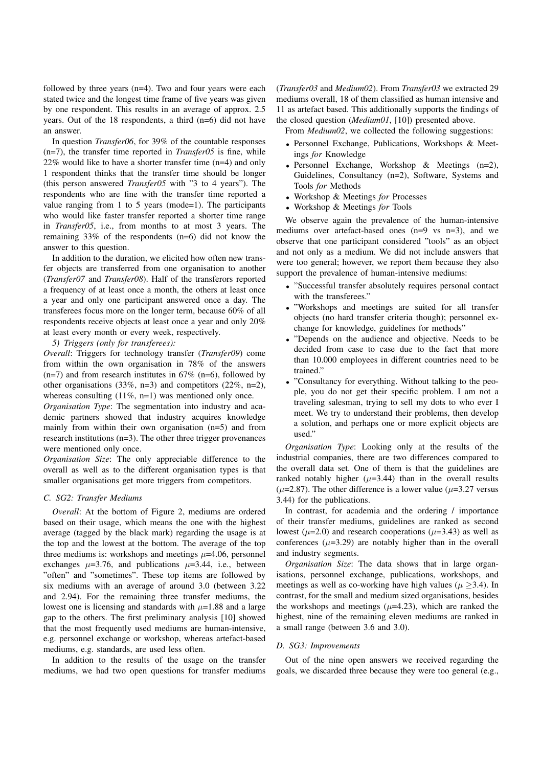followed by three years (n=4). Two and four years were each stated twice and the longest time frame of five years was given by one respondent. This results in an average of approx. 2.5 years. Out of the 18 respondents, a third (n=6) did not have an answer.

In question *Transfer06*, for 39% of the countable responses (n=7), the transfer time reported in *Transfer05* is fine, while 22% would like to have a shorter transfer time (n=4) and only 1 respondent thinks that the transfer time should be longer (this person answered *Transfer05* with "3 to 4 years"). The respondents who are fine with the transfer time reported a value ranging from 1 to 5 years (mode=1). The participants who would like faster transfer reported a shorter time range in *Transfer05*, i.e., from months to at most 3 years. The remaining 33% of the respondents (n=6) did not know the answer to this question.

In addition to the duration, we elicited how often new transfer objects are transferred from one organisation to another (*Transfer07* and *Transfer08*). Half of the transferors reported a frequency of at least once a month, the others at least once a year and only one participant answered once a day. The transferees focus more on the longer term, because 60% of all respondents receive objects at least once a year and only 20% at least every month or every week, respectively.

*5) Triggers (only for transferees):*

*Overall*: Triggers for technology transfer (*Transfer09*) come from within the own organisation in 78% of the answers (n=7) and from research institutes in 67% (n=6), followed by other organisations (33%, n=3) and competitors (22%, n=2), whereas consulting (11%, n=1) was mentioned only once.

*Organisation Type*: The segmentation into industry and academic partners showed that industry acquires knowledge mainly from within their own organisation (n=5) and from research institutions (n=3). The other three trigger provenances were mentioned only once.

*Organisation Size*: The only appreciable difference to the overall as well as to the different organisation types is that smaller organisations get more triggers from competitors.

### C. SG2: Transfer Mediums

*Overall*: At the bottom of Figure 2, mediums are ordered based on their usage, which means the one with the highest average (tagged by the black mark) regarding the usage is at the top and the lowest at the bottom. The average of the top three mediums is: workshops and meetings $\mu$=4.06, personnel exchanges $\mu$=3.76, and publications $\mu$=3.44, i.e., between "often" and "sometimes". These top items are followed by six mediums with an average of around 3.0 (between 3.22 and 2.94). For the remaining three transfer mediums, the lowest one is licensing and standards with $\mu$=1.88 and a large gap to the others. The first preliminary analysis [10] showed that the most frequently used mediums are human-intensive, e.g. personnel exchange or workshop, whereas artefact-based mediums, e.g. standards, are used less often.

In addition to the results of the usage on the transfer mediums, we had two open questions for transfer mediums (*Transfer03* and *Medium02*). From *Transfer03* we extracted 29 mediums overall, 18 of them classified as human intensive and 11 as artefact based. This additionally supports the findings of the closed question (*Medium01*, [10]) presented above.

From *Medium02*, we collected the following suggestions:

- Personnel Exchange, Publications, Workshops & Meetings *for* Knowledge
- Personnel Exchange, Workshop & Meetings (n=2), Guidelines, Consultancy (n=2), Software, Systems and Tools *for* Methods
- Workshop & Meetings *for* Processes
- Workshop & Meetings *for* Tools

We observe again the prevalence of the human-intensive mediums over artefact-based ones (n=9 vs n=3), and we observe that one participant considered "tools" as an object and not only as a medium. We did not include answers that were too general; however, we report them because they also support the prevalence of human-intensive mediums:

- "Successful transfer absolutely requires personal contact with the transferees."
- "Workshops and meetings are suited for all transfer objects (no hard transfer criteria though); personnel exchange for knowledge, guidelines for methods"
- "Depends on the audience and objective. Needs to be decided from case to case due to the fact that more than 10.000 employees in different countries need to be trained."
- "Consultancy for everything. Without talking to the people, you do not get their specific problem. I am not a traveling salesman, trying to sell my dots to who ever I meet. We try to understand their problems, then develop a solution, and perhaps one or more explicit objects are used."

*Organisation Type*: Looking only at the results of the industrial companies, there are two differences compared to the overall data set. One of them is that the guidelines are ranked notably higher ($\mu$=3.44) than in the overall results ($\mu$=2.87). The other difference is a lower value ($\mu$=3.27 versus 3.44) for the publications.

In contrast, for academia and the ordering / importance of their transfer mediums, guidelines are ranked as second lowest ($\mu$=2.0) and research cooperations ($\mu$=3.43) as well as conferences ($\mu$=3.29) are notably higher than in the overall and industry segments.

*Organisation Size*: The data shows that in large organisations, personnel exchange, publications, workshops, and meetings as well as co-working have high values ($\mu \geq$3.4). In contrast, for the small and medium sized organisations, besides the workshops and meetings ($\mu$=4.23), which are ranked the highest, nine of the remaining eleven mediums are ranked in a small range (between 3.6 and 3.0).

### D. SG3: Improvements

Out of the nine open answers we received regarding the goals, we discarded three because they were too general (e.g.,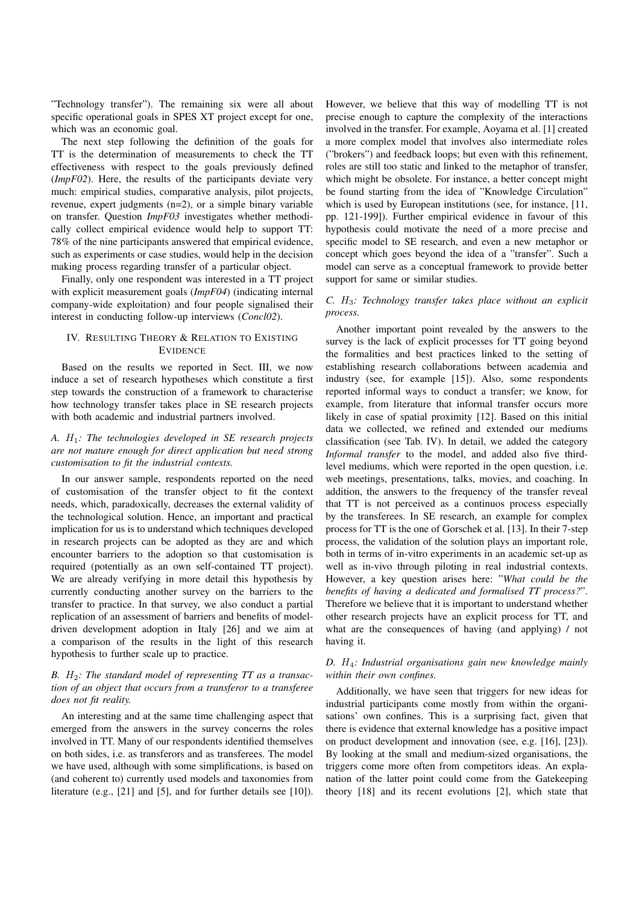"Technology transfer"). The remaining six were all about specific operational goals in SPES XT project except for one, which was an economic goal.

The next step following the definition of the goals for TT is the determination of measurements to check the TT effectiveness with respect to the goals previously defined (*ImpF02*). Here, the results of the participants deviate very much: empirical studies, comparative analysis, pilot projects, revenue, expert judgments (n=2), or a simple binary variable on transfer. Question *ImpF03* investigates whether methodically collect empirical evidence would help to support TT: 78% of the nine participants answered that empirical evidence, such as experiments or case studies, would help in the decision making process regarding transfer of a particular object.

Finally, only one respondent was interested in a TT project with explicit measurement goals (*ImpF04*) (indicating internal company-wide exploitation) and four people signalised their interest in conducting follow-up interviews (*Concl02*).

## IV. Resulting Theory & Relation to Existing Evidence

Based on the results we reported in Sect. III, we now induce a set of research hypotheses which constitute a first step towards the construction of a framework to characterise how technology transfer takes place in SE research projects with both academic and industrial partners involved.

### A. $H_1$: *The technologies developed in SE research projects are not mature enough for direct application but need strong customisation to fit the industrial contexts.*

In our answer sample, respondents reported on the need of customisation of the transfer object to fit the context needs, which, paradoxically, decreases the external validity of the technological solution. Hence, an important and practical implication for us is to understand which techniques developed in research projects can be adopted as they are and which encounter barriers to the adoption so that customisation is required (potentially as an own self-contained TT project). We are already verifying in more detail this hypothesis by currently conducting another survey on the barriers to the transfer to practice. In that survey, we also conduct a partial replication of an assessment of barriers and benefits of model-driven development adoption in Italy [26] and we aim at a comparison of the results in the light of this research hypothesis to further scale up to practice.

### B. $H_2$: *The standard model of representing TT as a transaction of an object that occurs from a transferor to a transferee does not fit reality.*

An interesting and at the same time challenging aspect that emerged from the answers in the survey concerns the roles involved in TT. Many of our respondents identified themselves on both sides, i.e. as transferors and as transferees. The model we have used, although with some simplifications, is based on (and coherent to) currently used models and taxonomies from literature (e.g., [21] and [5], and for further details see [10]). However, we believe that this way of modelling TT is not precise enough to capture the complexity of the interactions involved in the transfer. For example, Aoyama et al. [1] created a more complex model that involves also intermediate roles ("brokers") and feedback loops; but even with this refinement, roles are still too static and linked to the metaphor of transfer, which might be obsolete. For instance, a better concept might be found starting from the idea of "Knowledge Circulation" which is used by European institutions (see, for instance, [11, pp. 121-199]). Further empirical evidence in favour of this hypothesis could motivate the need of a more precise and specific model to SE research, and even a new metaphor or concept which goes beyond the idea of a "transfer". Such a model can serve as a conceptual framework to provide better support for same or similar studies.

### C. $H_3$: *Technology transfer takes place without an explicit process.*

Another important point revealed by the answers to the survey is the lack of explicit processes for TT going beyond the formalities and best practices linked to the setting of establishing research collaborations between academia and industry (see, for example [15]). Also, some respondents reported informal ways to conduct a transfer; we know, for example, from literature that informal transfer occurs more likely in case of spatial proximity [12]. Based on this initial data we collected, we refined and extended our mediums classification (see Tab. IV). In detail, we added the category *Informal transfer* to the model, and added also five third-level mediums, which were reported in the open question, i.e. web meetings, presentations, talks, movies, and coaching. In addition, the answers to the frequency of the transfer reveal that TT is not perceived as a continuos process especially by the transferees. In SE research, an example for complex process for TT is the one of Gorschek et al. [13]. In their 7-step process, the validation of the solution plays an important role, both in terms of in-vitro experiments in an academic set-up as well as in-vivo through piloting in real industrial contexts. However, a key question arises here: "*What could be the benefits of having a dedicated and formalised TT process?*". Therefore we believe that it is important to understand whether other research projects have an explicit process for TT, and what are the consequences of having (and applying) / not having it.

### D. $H_4$: *Industrial organisations gain new knowledge mainly within their own confines.*

Additionally, we have seen that triggers for new ideas for industrial participants come mostly from within the organisations' own confines. This is a surprising fact, given that there is evidence that external knowledge has a positive impact on product development and innovation (see, e.g. [16], [23]). By looking at the small and medium-sized organisations, the triggers come more often from competitors ideas. An explanation of the latter point could come from the Gatekeeping theory [18] and its recent evolutions [2], which state that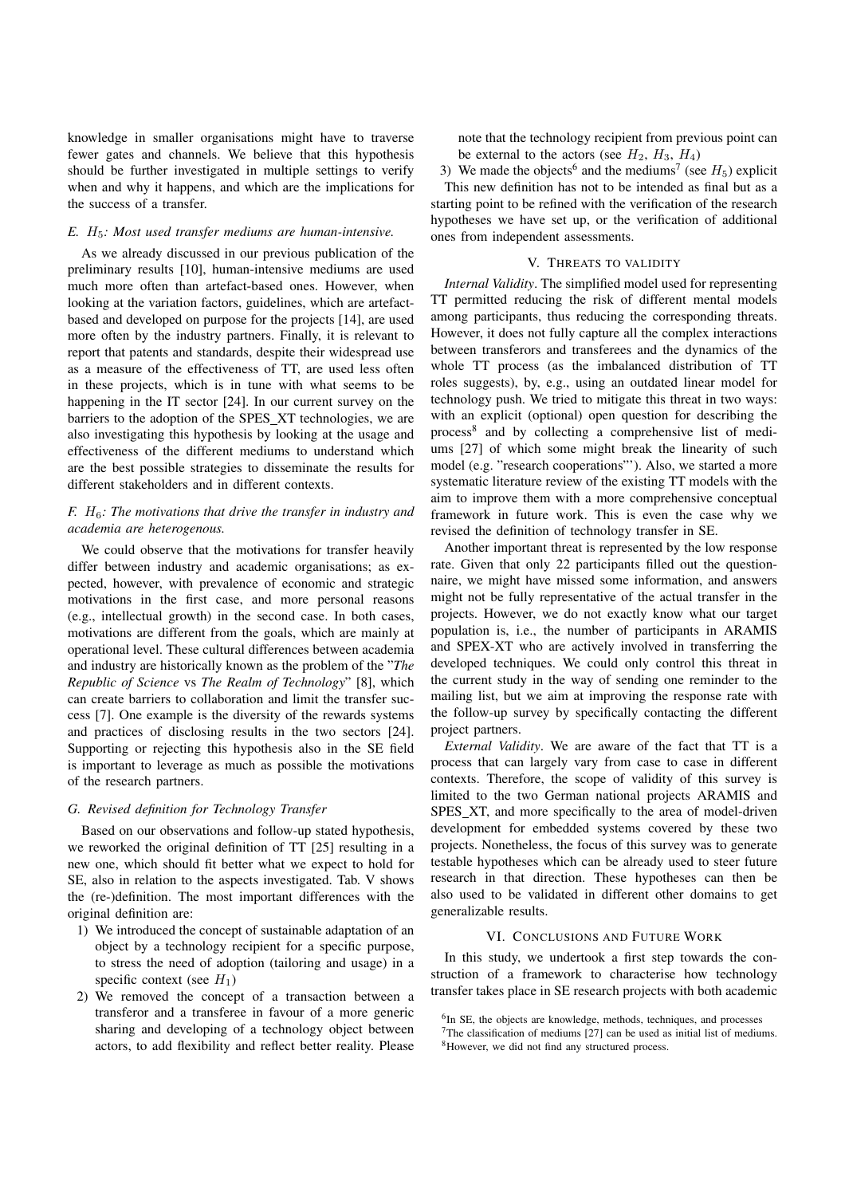knowledge in smaller organisations might have to traverse fewer gates and channels. We believe that this hypothesis should be further investigated in multiple settings to verify when and why it happens, and which are the implications for the success of a transfer.

### E. $H_5$: Most used transfer mediums are human-intensive.

As we already discussed in our previous publication of the preliminary results [10], human-intensive mediums are used much more often than artefact-based ones. However, when looking at the variation factors, guidelines, which are artefact-based and developed on purpose for the projects [14], are used more often by the industry partners. Finally, it is relevant to report that patents and standards, despite their widespread use as a measure of the effectiveness of TT, are used less often in these projects, which is in tune with what seems to be happening in the IT sector [24]. In our current survey on the barriers to the adoption of the SPES_XT technologies, we are also investigating this hypothesis by looking at the usage and effectiveness of the different mediums to understand which are the best possible strategies to disseminate the results for different stakeholders and in different contexts.

### F. $H_6$: The motivations that drive the transfer in industry and academia are heterogenous.

We could observe that the motivations for transfer heavily differ between industry and academic organisations; as expected, however, with prevalence of economic and strategic motivations in the first case, and more personal reasons (e.g., intellectual growth) in the second case. In both cases, motivations are different from the goals, which are mainly at operational level. These cultural differences between academia and industry are historically known as the problem of the "*The Republic of Science* vs *The Realm of Technology*" [8], which can create barriers to collaboration and limit the transfer success [7]. One example is the diversity of the rewards systems and practices of disclosing results in the two sectors [24]. Supporting or rejecting this hypothesis also in the SE field is important to leverage as much as possible the motivations of the research partners.

### G. Revised definition for Technology Transfer

Based on our observations and follow-up stated hypothesis, we reworked the original definition of TT [25] resulting in a new one, which should fit better what we expect to hold for SE, also in relation to the aspects investigated. Tab. V shows the (re-)definition. The most important differences with the original definition are:

1) We introduced the concept of sustainable adaptation of an object by a technology recipient for a specific purpose, to stress the need of adoption (tailoring and usage) in a specific context (see $H_1$)
2) We removed the concept of a transaction between a transferor and a transferee in favour of a more generic sharing and developing of a technology object between actors, to add flexibility and reflect better reality. Please note that the technology recipient from previous point can be external to the actors (see $H_2$, $H_3$, $H_4$)
3) We made the objects[6] and the mediums[7] (see $H_5$) explicit

This new definition has not to be intended as final but as a starting point to be refined with the verification of the research hypotheses we have set up, or the verification of additional ones from independent assessments.

## V. Threats to validity

*Internal Validity*. The simplified model used for representing TT permitted reducing the risk of different mental models among participants, thus reducing the corresponding threats. However, it does not fully capture all the complex interactions between transferors and transferees and the dynamics of the whole TT process (as the imbalanced distribution of TT roles suggests), by, e.g., using an outdated linear model for technology push. We tried to mitigate this threat in two ways: with an explicit (optional) open question for describing the process[8] and by collecting a comprehensive list of mediums [27] of which some might break the linearity of such model (e.g. "research cooperations"'). Also, we started a more systematic literature review of the existing TT models with the aim to improve them with a more comprehensive conceptual framework in future work. This is even the case why we revised the definition of technology transfer in SE.

Another important threat is represented by the low response rate. Given that only 22 participants filled out the questionnaire, we might have missed some information, and answers might not be fully representative of the actual transfer in the projects. However, we do not exactly know what our target population is, i.e., the number of participants in ARAMIS and SPEX-XT who are actively involved in transferring the developed techniques. We could only control this threat in the current study in the way of sending one reminder to the mailing list, but we aim at improving the response rate with the follow-up survey by specifically contacting the different project partners.

*External Validity*. We are aware of the fact that TT is a process that can largely vary from case to case in different contexts. Therefore, the scope of validity of this survey is limited to the two German national projects ARAMIS and SPES_XT, and more specifically to the area of model-driven development for embedded systems covered by these two projects. Nonetheless, the focus of this survey was to generate testable hypotheses which can be already used to steer future research in that direction. These hypotheses can then be also used to be validated in different other domains to get generalizable results.

## VI. Conclusions and Future Work

In this study, we undertook a first step towards the construction of a framework to characterise how technology transfer takes place in SE research projects with both academic

[6] In SE, the objects are knowledge, methods, techniques, and processes

[7] The classification of mediums [27] can be used as initial list of mediums.

[8] However, we did not find any structured process.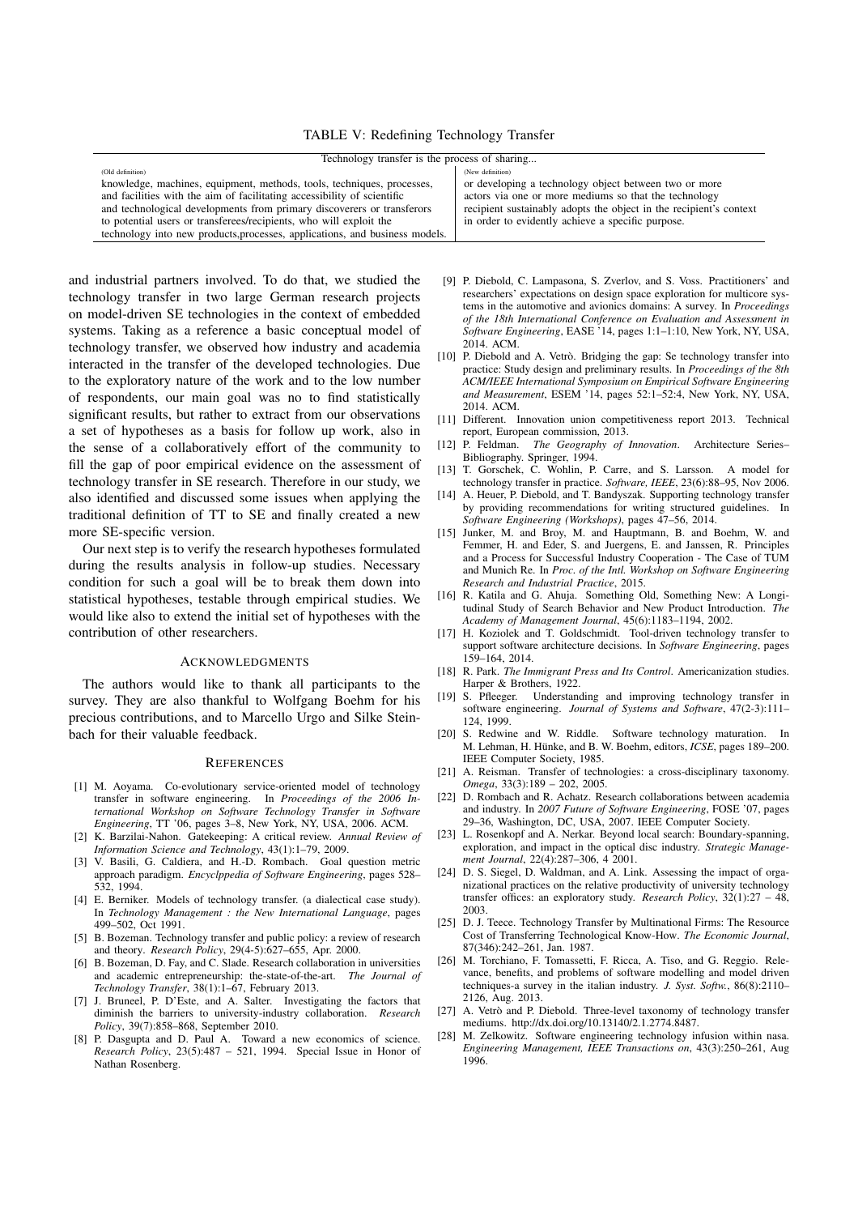TABLE V: Redefining Technology Transfer

| Technology transfer is the process of sharing... | |
|---|---|
| (Old definition) knowledge, machines, equipment, methods, tools, techniques, processes, and facilities with the aim of facilitating accessibility of scientific and technological developments from primary discoverers or transferors to potential users or transferees/recipients, who will exploit the technology into new products,processes, applications, and business models. | (New definition) or developing a technology object between two or more actors via one or more mediums so that the technology recipient sustainably adopts the object in the recipient's context in order to evidently achieve a specific purpose. |

and industrial partners involved. To do that, we studied the technology transfer in two large German research projects on model-driven SE technologies in the context of embedded systems. Taking as a reference a basic conceptual model of technology transfer, we observed how industry and academia interacted in the transfer of the developed technologies. Due to the exploratory nature of the work and to the low number of respondents, our main goal was no to find statistically significant results, but rather to extract from our observations a set of hypotheses as a basis for follow up work, also in the sense of a collaboratively effort of the community to fill the gap of poor empirical evidence on the assessment of technology transfer in SE research. Therefore in our study, we also identified and discussed some issues when applying the traditional definition of TT to SE and finally created a new more SE-specific version.

Our next step is to verify the research hypotheses formulated during the results analysis in follow-up studies. Necessary condition for such a goal will be to break them down into statistical hypotheses, testable through empirical studies. We would like also to extend the initial set of hypotheses with the contribution of other researchers.

## Acknowledgments

The authors would like to thank all participants to the survey. They are also thankful to Wolfgang Boehm for his precious contributions, and to Marcello Urgo and Silke Steinbach for their valuable feedback.

## References

[1] M. Aoyama. Co-evolutionary service-oriented model of technology transfer in software engineering. In *Proceedings of the 2006 International Workshop on Software Technology Transfer in Software Engineering*, TT '06, pages 3–8, New York, NY, USA, 2006. ACM.

[2] K. Barzilai-Nahon. Gatekeeping: A critical review. *Annual Review of Information Science and Technology*, 43(1):1–79, 2009.

[3] V. Basili, G. Caldiera, and H.-D. Rombach. Goal question metric approach paradigm. *Encyclppedia of Software Engineering*, pages 528–532, 1994.

[4] E. Berniker. Models of technology transfer. (a dialectical case study). In *Technology Management : the New International Language*, pages 499–502, Oct 1991.

[5] B. Bozeman. Technology transfer and public policy: a review of research and theory. *Research Policy*, 29(4-5):627–655, Apr. 2000.

[6] B. Bozeman, D. Fay, and C. Slade. Research collaboration in universities and academic entrepreneurship: the-state-of-the-art. *The Journal of Technology Transfer*, 38(1):1–67, February 2013.

[7] J. Bruneel, P. D'Este, and A. Salter. Investigating the factors that diminish the barriers to university-industry collaboration. *Research Policy*, 39(7):858–868, September 2010.

[8] P. Dasgupta and D. Paul A. Toward a new economics of science. *Research Policy*, 23(5):487 – 521, 1994. Special Issue in Honor of Nathan Rosenberg.

[9] P. Diebold, C. Lampasona, S. Zverlov, and S. Voss. Practitioners' and researchers' expectations on design space exploration for multicore systems in the automotive and avionics domains: A survey. In *Proceedings of the 18th International Conference on Evaluation and Assessment in Software Engineering*, EASE '14, pages 1:1–1:10, New York, NY, USA, 2014. ACM.

[10] P. Diebold and A. Vetrò. Bridging the gap: Se technology transfer into practice: Study design and preliminary results. In *Proceedings of the 8th ACM/IEEE International Symposium on Empirical Software Engineering and Measurement*, ESEM '14, pages 52:1–52:4, New York, NY, USA, 2014. ACM.

[11] Different. Innovation union competitiveness report 2013. Technical report, European commission, 2013.

[12] P. Feldman. *The Geography of Innovation*. Architecture Series–Bibliography. Springer, 1994.

[13] T. Gorschek, C. Wohlin, P. Carre, and S. Larsson. A model for technology transfer in practice. *Software, IEEE*, 23(6):88–95, Nov 2006.

[14] A. Heuer, P. Diebold, and T. Bandyszak. Supporting technology transfer by providing recommendations for writing structured guidelines. In *Software Engineering (Workshops)*, pages 47–56, 2014.

[15] Junker, M. and Broy, M. and Hauptmann, B. and Boehm, W. and Femmer, H. and Eder, S. and Juergens, E. and Janssen, R. Principles and a Process for Successful Industry Cooperation - The Case of TUM and Munich Re. In *Proc. of the Intl. Workshop on Software Engineering Research and Industrial Practice*, 2015.

[16] R. Katila and G. Ahuja. Something Old, Something New: A Longitudinal Study of Search Behavior and New Product Introduction. *The Academy of Management Journal*, 45(6):1183–1194, 2002.

[17] H. Koziolek and T. Goldschmidt. Tool-driven technology transfer to support software architecture decisions. In *Software Engineering*, pages 159–164, 2014.

[18] R. Park. *The Immigrant Press and Its Control*. Americanization studies. Harper & Brothers, 1922.

[19] S. Pfleeger. Understanding and improving technology transfer in software engineering. *Journal of Systems and Software*, 47(2-3):111–124, 1999.

[20] S. Redwine and W. Riddle. Software technology maturation. In M. Lehman, H. Hünke, and B. W. Boehm, editors, *ICSE*, pages 189–200. IEEE Computer Society, 1985.

[21] A. Reisman. Transfer of technologies: a cross-disciplinary taxonomy. *Omega*, 33(3):189 – 202, 2005.

[22] D. Rombach and R. Achatz. Research collaborations between academia and industry. In *2007 Future of Software Engineering*, FOSE '07, pages 29–36, Washington, DC, USA, 2007. IEEE Computer Society.

[23] L. Rosenkopf and A. Nerkar. Beyond local search: Boundary-spanning, exploration, and impact in the optical disc industry. *Strategic Management Journal*, 22(4):287–306, 4 2001.

[24] D. S. Siegel, D. Waldman, and A. Link. Assessing the impact of organizational practices on the relative productivity of university technology transfer offices: an exploratory study. *Research Policy*, 32(1):27 – 48, 2003.

[25] D. J. Teece. Technology Transfer by Multinational Firms: The Resource Cost of Transferring Technological Know-How. *The Economic Journal*, 87(346):242–261, Jan. 1987.

[26] M. Torchiano, F. Tomassetti, F. Ricca, A. Tiso, and G. Reggio. Relevance, benefits, and problems of software modelling and model driven techniques-a survey in the italian industry. *J. Syst. Softw.*, 86(8):2110–2126, Aug. 2013.

[27] A. Vetrò and P. Diebold. Three-level taxonomy of technology transfer mediums. http://dx.doi.org/10.13140/2.1.2774.8487.

[28] M. Zelkowitz. Software engineering technology infusion within nasa. *Engineering Management, IEEE Transactions on*, 43(3):250–261, Aug 1996.